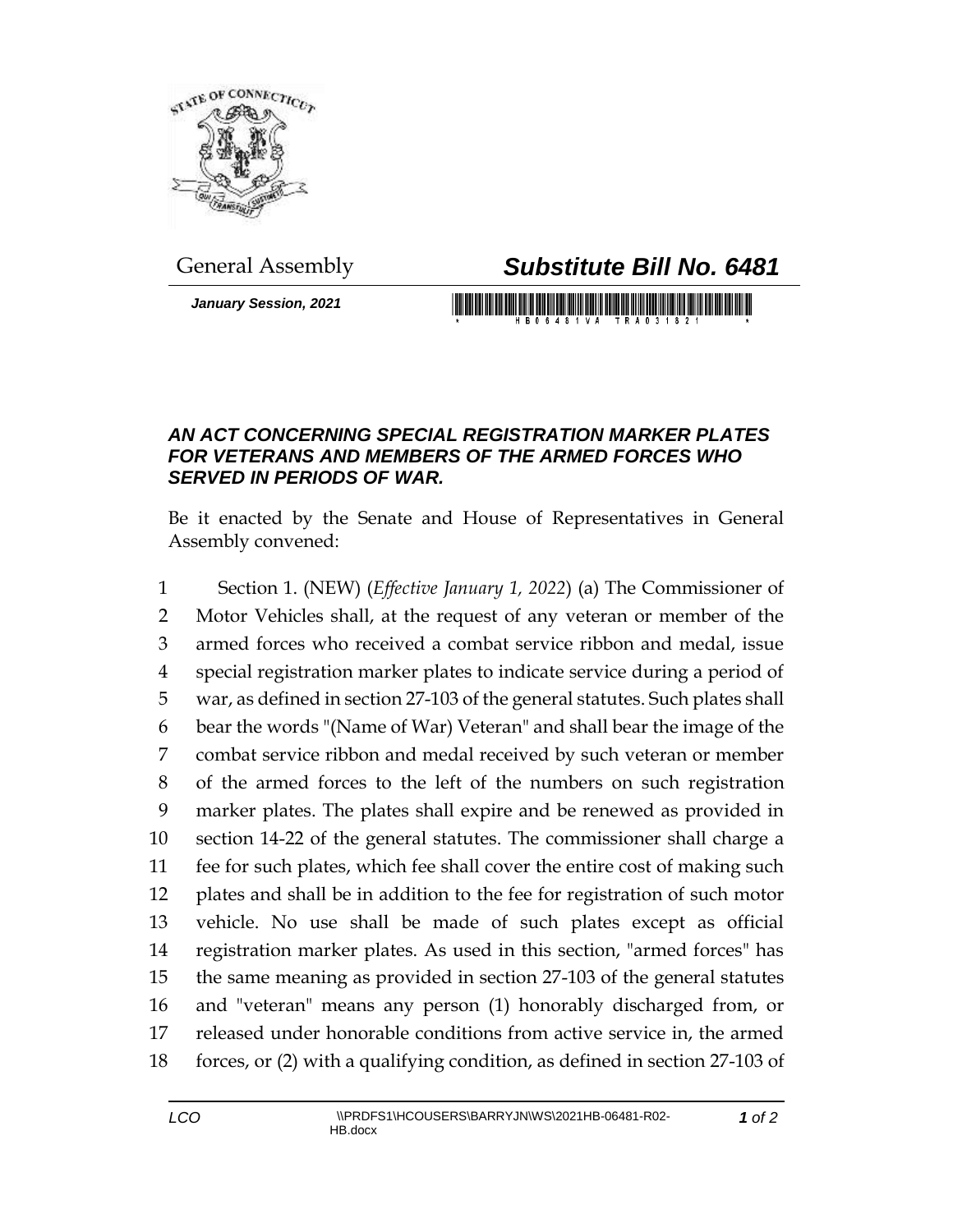General Assembly

# *Substitute Bill No. 6481*

***January Session, 2021***

### *AN ACT CONCERNING SPECIAL REGISTRATION MARKER PLATES FOR VETERANS AND MEMBERS OF THE ARMED FORCES WHO SERVED IN PERIODS OF WAR.*

Be it enacted by the Senate and House of Representatives in General Assembly convened:

Section 1. (NEW) (*Effective January 1, 2022*) (a) The Commissioner of Motor Vehicles shall, at the request of any veteran or member of the armed forces who received a combat service ribbon and medal, issue special registration marker plates to indicate service during a period of war, as defined in section 27-103 of the general statutes. Such plates shall bear the words "(Name of War) Veteran" and shall bear the image of the combat service ribbon and medal received by such veteran or member of the armed forces to the left of the numbers on such registration marker plates. The plates shall expire and be renewed as provided in section 14-22 of the general statutes. The commissioner shall charge a fee for such plates, which fee shall cover the entire cost of making such plates and shall be in addition to the fee for registration of such motor vehicle. No use shall be made of such plates except as official registration marker plates. As used in this section, "armed forces" has the same meaning as provided in section 27-103 of the general statutes and "veteran" means any person (1) honorably discharged from, or released under honorable conditions from active service in, the armed forces, or (2) with a qualifying condition, as defined in section 27-103 of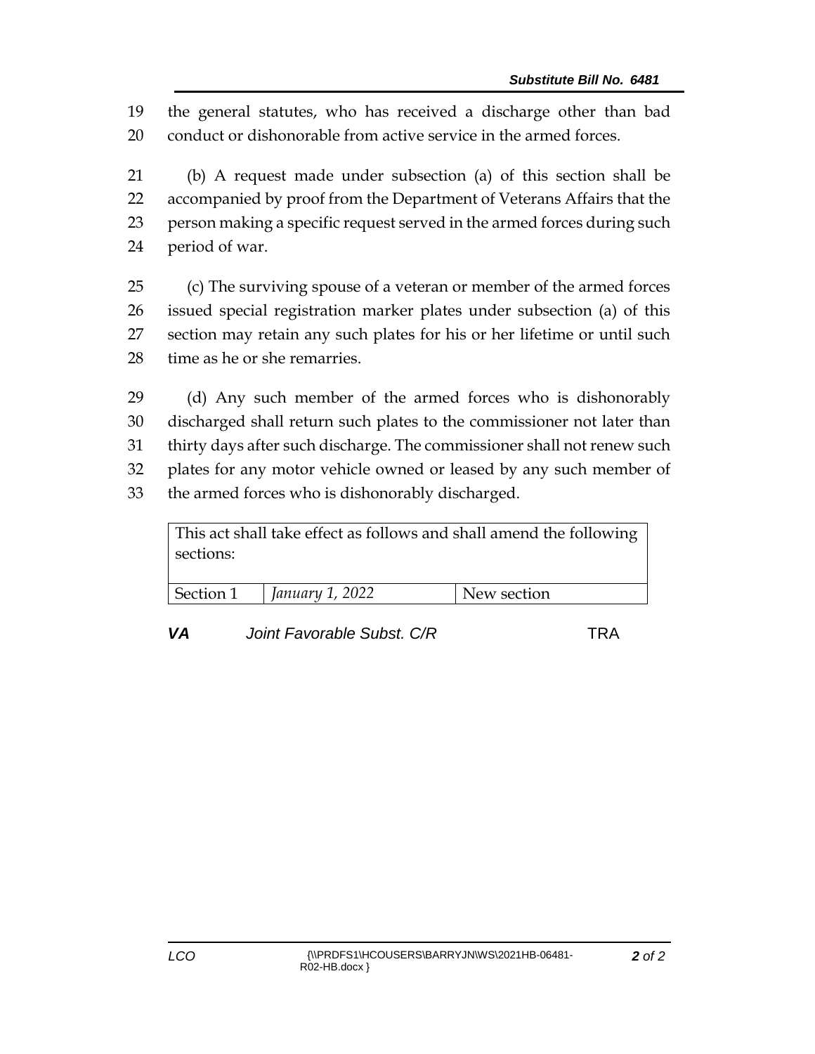19 the general statutes, who has received a discharge other than bad
20 conduct or dishonorable from active service in the armed forces.

21 (b) A request made under subsection (a) of this section shall be
22 accompanied by proof from the Department of Veterans Affairs that the
23 person making a specific request served in the armed forces during such
24 period of war.

25 (c) The surviving spouse of a veteran or member of the armed forces
26 issued special registration marker plates under subsection (a) of this
27 section may retain any such plates for his or her lifetime or until such
28 time as he or she remarries.

29 (d) Any such member of the armed forces who is dishonorably
30 discharged shall return such plates to the commissioner not later than
31 thirty days after such discharge. The commissioner shall not renew such
32 plates for any motor vehicle owned or leased by any such member of
33 the armed forces who is dishonorably discharged.

| This act shall take effect as follows and shall amend the following sections: | | |
|---|---|---|
| Section 1 | *January 1, 2022* | New section |

***VA*** *Joint Favorable Subst. C/R* TRA